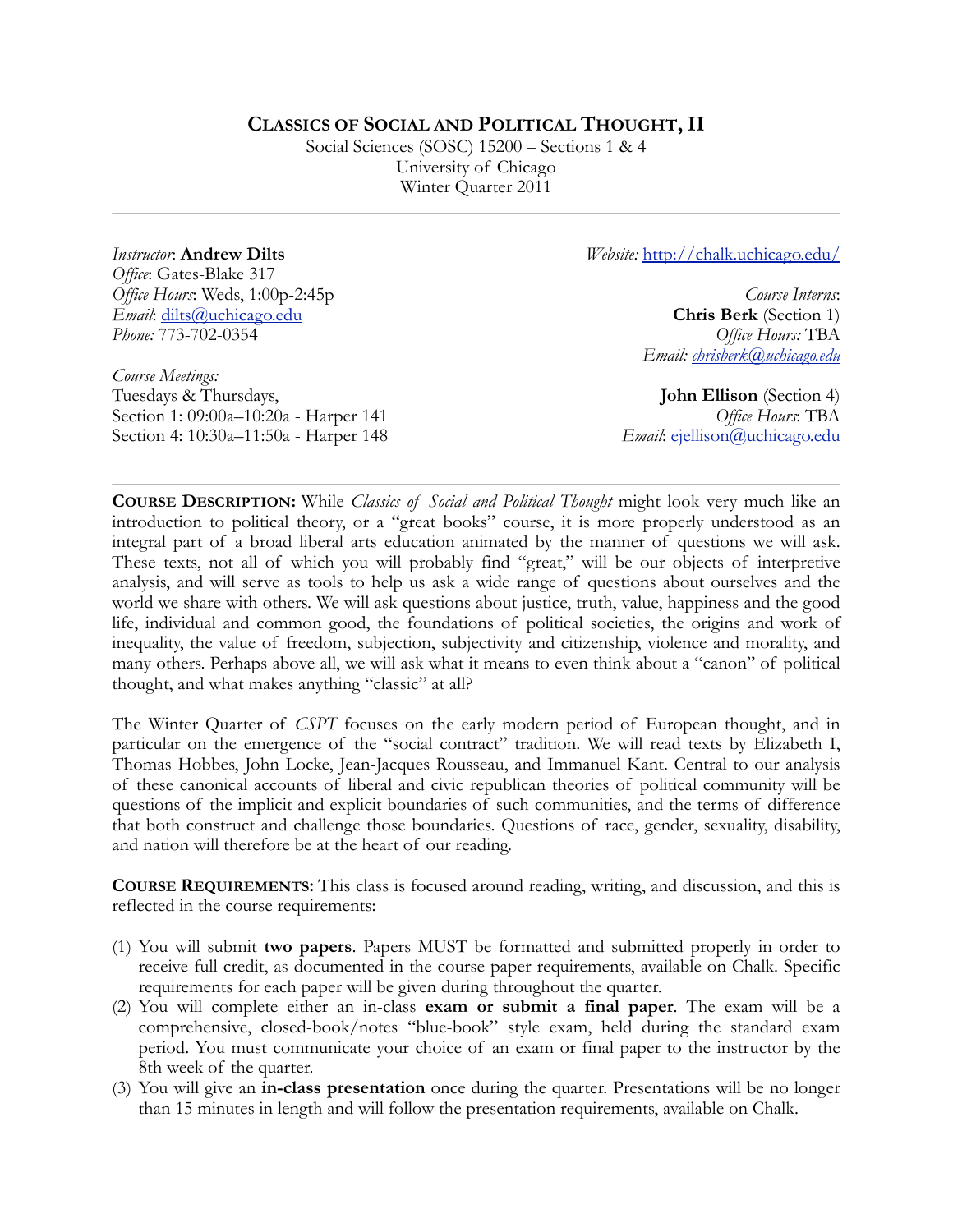# CLASSICS OF SOCIAL AND POLITICAL THOUGHT, II

Social Sciences (SOSC) 15200 – Sections 1 & 4
University of Chicago
Winter Quarter 2011

---

*Instructor*: **Andrew Dilts**
*Office*: Gates-Blake 317
*Office Hours*: Weds, 1:00p-2:45p
*Email*: dilts@uchicago.edu
*Phone:* 773-702-0354

*Course Meetings:*
Tuesdays & Thursdays,
Section 1: 09:00a–10:20a - Harper 141
Section 4: 10:30a–11:50a - Harper 148

*Website:* http://chalk.uchicago.edu/

*Course Interns*:
**Chris Berk** (Section 1)
*Office Hours:* TBA
*Email: chrisberk@uchicago.edu*

**John Ellison** (Section 4)
*Office Hours*: TBA
*Email*: ejellison@uchicago.edu

---

**COURSE DESCRIPTION:** While *Classics of Social and Political Thought* might look very much like an introduction to political theory, or a "great books" course, it is more properly understood as an integral part of a broad liberal arts education animated by the manner of questions we will ask. These texts, not all of which you will probably find "great," will be our objects of interpretive analysis, and will serve as tools to help us ask a wide range of questions about ourselves and the world we share with others. We will ask questions about justice, truth, value, happiness and the good life, individual and common good, the foundations of political societies, the origins and work of inequality, the value of freedom, subjection, subjectivity and citizenship, violence and morality, and many others. Perhaps above all, we will ask what it means to even think about a "canon" of political thought, and what makes anything "classic" at all?

The Winter Quarter of *CSPT* focuses on the early modern period of European thought, and in particular on the emergence of the "social contract" tradition. We will read texts by Elizabeth I, Thomas Hobbes, John Locke, Jean-Jacques Rousseau, and Immanuel Kant. Central to our analysis of these canonical accounts of liberal and civic republican theories of political community will be questions of the implicit and explicit boundaries of such communities, and the terms of difference that both construct and challenge those boundaries. Questions of race, gender, sexuality, disability, and nation will therefore be at the heart of our reading.

**COURSE REQUIREMENTS:** This class is focused around reading, writing, and discussion, and this is reflected in the course requirements:

(1) You will submit **two papers**. Papers MUST be formatted and submitted properly in order to receive full credit, as documented in the course paper requirements, available on Chalk. Specific requirements for each paper will be given during throughout the quarter.
(2) You will complete either an in-class **exam or submit a final paper**. The exam will be a comprehensive, closed-book/notes "blue-book" style exam, held during the standard exam period. You must communicate your choice of an exam or final paper to the instructor by the 8th week of the quarter.
(3) You will give an **in-class presentation** once during the quarter. Presentations will be no longer than 15 minutes in length and will follow the presentation requirements, available on Chalk.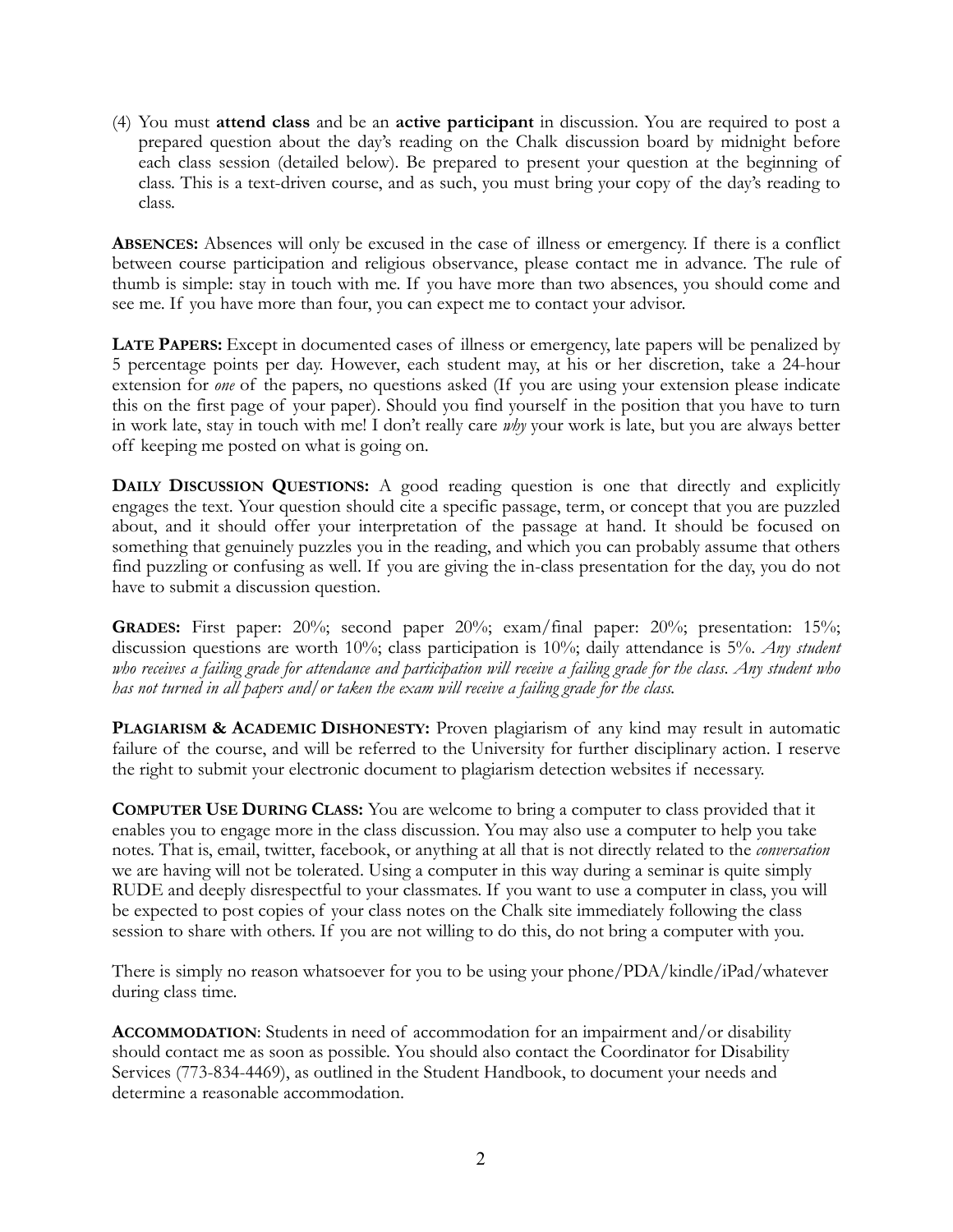(4) You must **attend class** and be an **active participant** in discussion. You are required to post a prepared question about the day's reading on the Chalk discussion board by midnight before each class session (detailed below). Be prepared to present your question at the beginning of class. This is a text-driven course, and as such, you must bring your copy of the day's reading to class.

**ABSENCES:** Absences will only be excused in the case of illness or emergency. If there is a conflict between course participation and religious observance, please contact me in advance. The rule of thumb is simple: stay in touch with me. If you have more than two absences, you should come and see me. If you have more than four, you can expect me to contact your advisor.

**LATE PAPERS:** Except in documented cases of illness or emergency, late papers will be penalized by 5 percentage points per day. However, each student may, at his or her discretion, take a 24-hour extension for *one* of the papers, no questions asked (If you are using your extension please indicate this on the first page of your paper). Should you find yourself in the position that you have to turn in work late, stay in touch with me! I don't really care *why* your work is late, but you are always better off keeping me posted on what is going on.

**DAILY DISCUSSION QUESTIONS:** A good reading question is one that directly and explicitly engages the text. Your question should cite a specific passage, term, or concept that you are puzzled about, and it should offer your interpretation of the passage at hand. It should be focused on something that genuinely puzzles you in the reading, and which you can probably assume that others find puzzling or confusing as well. If you are giving the in-class presentation for the day, you do not have to submit a discussion question.

**GRADES:** First paper: 20%; second paper 20%; exam/final paper: 20%; presentation: 15%; discussion questions are worth 10%; class participation is 10%; daily attendance is 5%. *Any student who receives a failing grade for attendance and participation will receive a failing grade for the class. Any student who has not turned in all papers and/or taken the exam will receive a failing grade for the class.*

**PLAGIARISM & ACADEMIC DISHONESTY:** Proven plagiarism of any kind may result in automatic failure of the course, and will be referred to the University for further disciplinary action. I reserve the right to submit your electronic document to plagiarism detection websites if necessary.

**COMPUTER USE DURING CLASS:** You are welcome to bring a computer to class provided that it enables you to engage more in the class discussion. You may also use a computer to help you take notes. That is, email, twitter, facebook, or anything at all that is not directly related to the *conversation* we are having will not be tolerated. Using a computer in this way during a seminar is quite simply RUDE and deeply disrespectful to your classmates. If you want to use a computer in class, you will be expected to post copies of your class notes on the Chalk site immediately following the class session to share with others. If you are not willing to do this, do not bring a computer with you.

There is simply no reason whatsoever for you to be using your phone/PDA/kindle/iPad/whatever during class time.

**ACCOMMODATION**: Students in need of accommodation for an impairment and/or disability should contact me as soon as possible. You should also contact the Coordinator for Disability Services (773-834-4469), as outlined in the Student Handbook, to document your needs and determine a reasonable accommodation.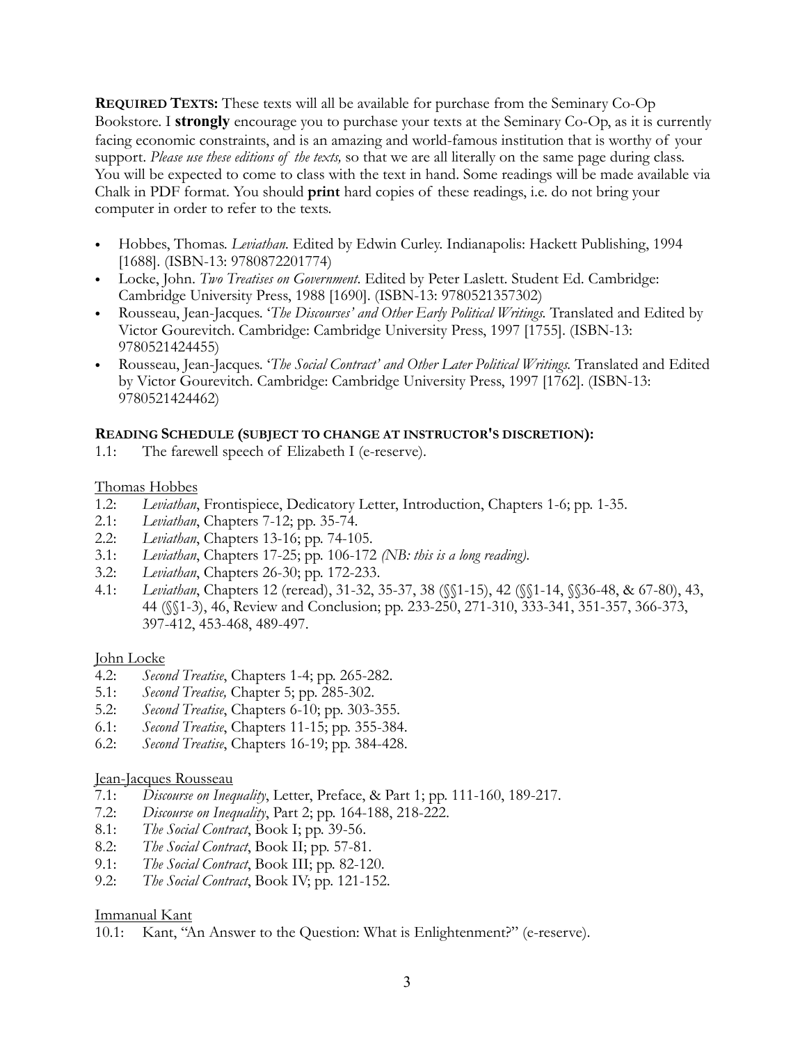**REQUIRED TEXTS:** These texts will all be available for purchase from the Seminary Co-Op Bookstore. I **strongly** encourage you to purchase your texts at the Seminary Co-Op, as it is currently facing economic constraints, and is an amazing and world-famous institution that is worthy of your support. *Please use these editions of the texts,* so that we are all literally on the same page during class. You will be expected to come to class with the text in hand. Some readings will be made available via Chalk in PDF format. You should **print** hard copies of these readings, i.e. do not bring your computer in order to refer to the texts.

- Hobbes, Thomas. *Leviathan.* Edited by Edwin Curley. Indianapolis: Hackett Publishing, 1994 [1688]. (ISBN-13: 9780872201774)
- Locke, John. *Two Treatises on Government.* Edited by Peter Laslett. Student Ed. Cambridge: Cambridge University Press, 1988 [1690]. (ISBN-13: 9780521357302)
- Rousseau, Jean-Jacques. '*The Discourses' and Other Early Political Writings.* Translated and Edited by Victor Gourevitch. Cambridge: Cambridge University Press, 1997 [1755]. (ISBN-13: 9780521424455)
- Rousseau, Jean-Jacques. '*The Social Contract' and Other Later Political Writings.* Translated and Edited by Victor Gourevitch. Cambridge: Cambridge University Press, 1997 [1762]. (ISBN-13: 9780521424462)

**READING SCHEDULE (SUBJECT TO CHANGE AT INSTRUCTOR'S DISCRETION):**

1.1: The farewell speech of Elizabeth I (e-reserve).

Thomas Hobbes

1.2: *Leviathan*, Frontispiece, Dedicatory Letter, Introduction, Chapters 1-6; pp. 1-35.
2.1: *Leviathan*, Chapters 7-12; pp. 35-74.
2.2: *Leviathan*, Chapters 13-16; pp. 74-105.
3.1: *Leviathan*, Chapters 17-25; pp. 106-172 *(NB: this is a long reading).*
3.2: *Leviathan*, Chapters 26-30; pp. 172-233.
4.1: *Leviathan*, Chapters 12 (reread), 31-32, 35-37, 38 (§§1-15), 42 (§§1-14, §§36-48, & 67-80), 43, 44 (§§1-3), 46, Review and Conclusion; pp. 233-250, 271-310, 333-341, 351-357, 366-373, 397-412, 453-468, 489-497.

John Locke

4.2: *Second Treatise*, Chapters 1-4; pp. 265-282.
5.1: *Second Treatise,* Chapter 5; pp. 285-302.
5.2: *Second Treatise*, Chapters 6-10; pp. 303-355.
6.1: *Second Treatise*, Chapters 11-15; pp. 355-384.
6.2: *Second Treatise*, Chapters 16-19; pp. 384-428.

Jean-Jacques Rousseau

7.1: *Discourse on Inequality*, Letter, Preface, & Part 1; pp. 111-160, 189-217.
7.2: *Discourse on Inequality*, Part 2; pp. 164-188, 218-222.
8.1: *The Social Contract*, Book I; pp. 39-56.
8.2: *The Social Contract*, Book II; pp. 57-81.
9.1: *The Social Contract*, Book III; pp. 82-120.
9.2: *The Social Contract*, Book IV; pp. 121-152.

Immanual Kant

10.1: Kant, "An Answer to the Question: What is Enlightenment?" (e-reserve).